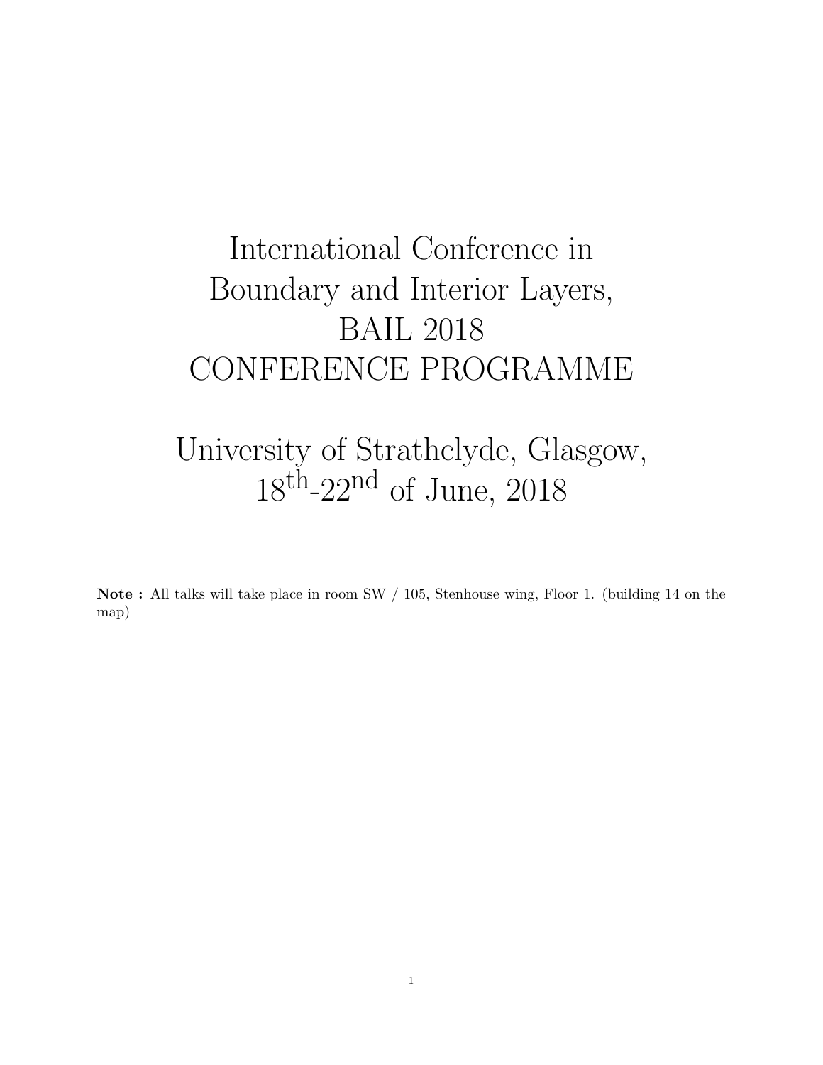# International Conference in Boundary and Interior Layers, BAIL 2018 CONFERENCE PROGRAMME

## University of Strathclyde, Glasgow, 18th-22nd of June, 2018

**Note :** All talks will take place in room SW / 105, Stenhouse wing, Floor 1. (building 14 on the map)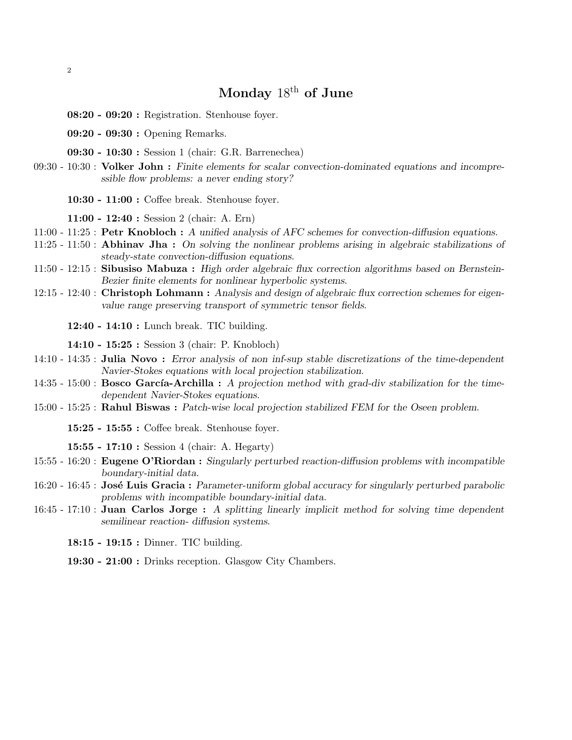## Monday $18^{\text{th}}$ of June

**08:20 - 09:20 :** Registration. Stenhouse foyer.

**09:20 - 09:30 :** Opening Remarks.

**09:30 - 10:30 :** Session 1 (chair: G.R. Barrenechea)

09:30 - 10:30 : **Volker John :** *Finite elements for scalar convection-dominated equations and incompressible flow problems: a never ending story?*

**10:30 - 11:00 :** Coffee break. Stenhouse foyer.

**11:00 - 12:40 :** Session 2 (chair: A. Ern)

11:00 - 11:25 : **Petr Knobloch :** *A unified analysis of AFC schemes for convection-diffusion equations.*

11:25 - 11:50 : **Abhinav Jha :** *On solving the nonlinear problems arising in algebraic stabilizations of steady-state convection-diffusion equations.*

11:50 - 12:15 : **Sibusiso Mabuza :** *High order algebraic flux correction algorithms based on Bernstein-Bezier finite elements for nonlinear hyperbolic systems.*

12:15 - 12:40 : **Christoph Lohmann :** *Analysis and design of algebraic flux correction schemes for eigenvalue range preserving transport of symmetric tensor fields.*

**12:40 - 14:10 :** Lunch break. TIC building.

**14:10 - 15:25 :** Session 3 (chair: P. Knobloch)

14:10 - 14:35 : **Julia Novo :** *Error analysis of non inf-sup stable discretizations of the time-dependent Navier-Stokes equations with local projection stabilization.*

14:35 - 15:00 : **Bosco García-Archilla :** *A projection method with grad-div stabilization for the time-dependent Navier-Stokes equations.*

15:00 - 15:25 : **Rahul Biswas :** *Patch-wise local projection stabilized FEM for the Oseen problem.*

**15:25 - 15:55 :** Coffee break. Stenhouse foyer.

**15:55 - 17:10 :** Session 4 (chair: A. Hegarty)

15:55 - 16:20 : **Eugene O'Riordan :** *Singularly perturbed reaction-diffusion problems with incompatible boundary-initial data.*

16:20 - 16:45 : **José Luis Gracia :** *Parameter-uniform global accuracy for singularly perturbed parabolic problems with incompatible boundary-initial data.*

16:45 - 17:10 : **Juan Carlos Jorge :** *A splitting linearly implicit method for solving time dependent semilinear reaction- diffusion systems.*

**18:15 - 19:15 :** Dinner. TIC building.

**19:30 - 21:00 :** Drinks reception. Glasgow City Chambers.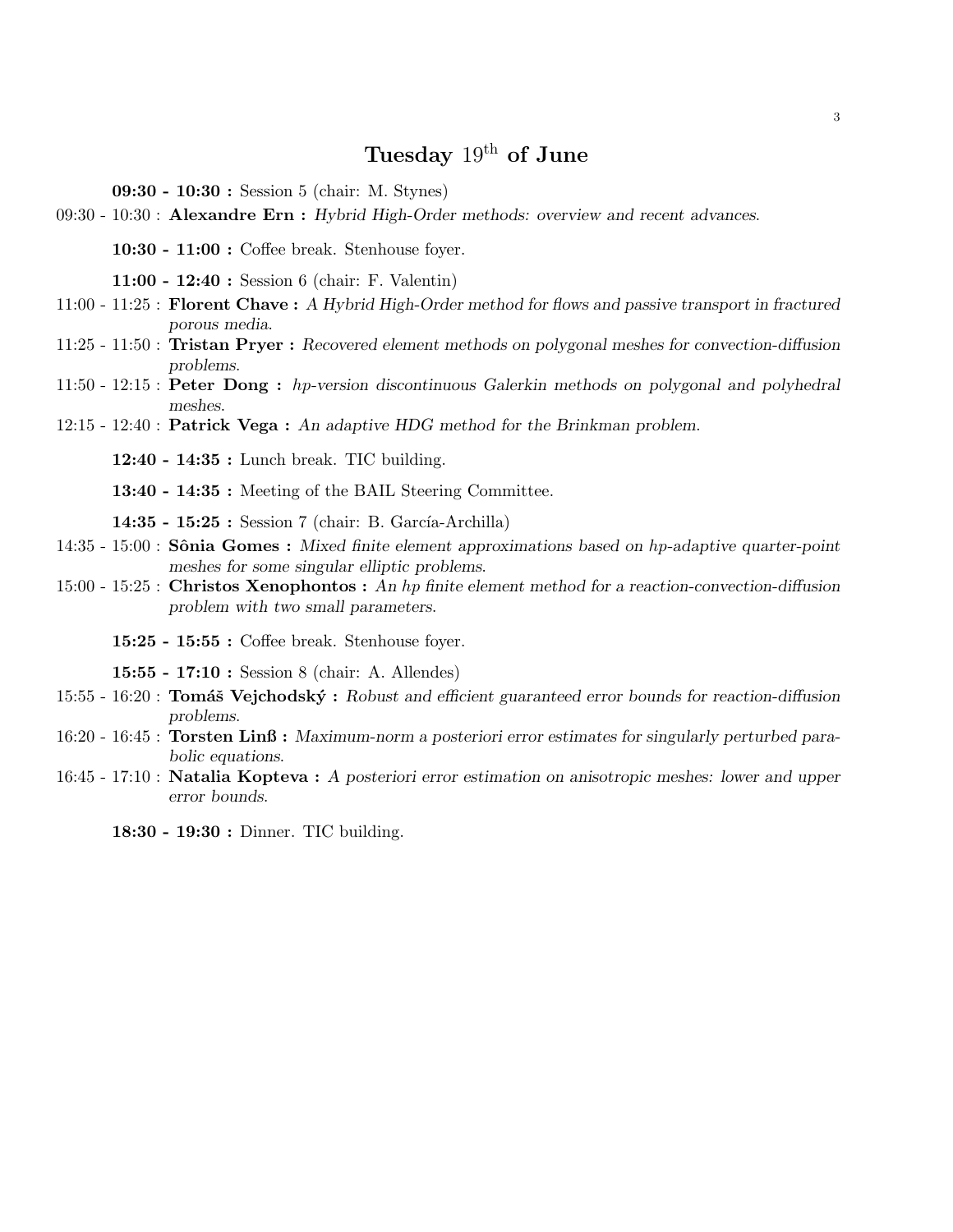## Tuesday 19th of June

**09:30 - 10:30 :** Session 5 (chair: M. Stynes)

09:30 - 10:30 : **Alexandre Ern :** *Hybrid High-Order methods: overview and recent advances.*

**10:30 - 11:00 :** Coffee break. Stenhouse foyer.

**11:00 - 12:40 :** Session 6 (chair: F. Valentin)

11:00 - 11:25 : **Florent Chave :** *A Hybrid High-Order method for flows and passive transport in fractured porous media.*

11:25 - 11:50 : **Tristan Pryer :** *Recovered element methods on polygonal meshes for convection-diffusion problems.*

11:50 - 12:15 : **Peter Dong :** *hp-version discontinuous Galerkin methods on polygonal and polyhedral meshes.*

12:15 - 12:40 : **Patrick Vega :** *An adaptive HDG method for the Brinkman problem.*

**12:40 - 14:35 :** Lunch break. TIC building.

**13:40 - 14:35 :** Meeting of the BAIL Steering Committee.

**14:35 - 15:25 :** Session 7 (chair: B. García-Archilla)

14:35 - 15:00 : **Sônia Gomes :** *Mixed finite element approximations based on hp-adaptive quarter-point meshes for some singular elliptic problems.*

15:00 - 15:25 : **Christos Xenophontos :** *An hp finite element method for a reaction-convection-diffusion problem with two small parameters.*

**15:25 - 15:55 :** Coffee break. Stenhouse foyer.

**15:55 - 17:10 :** Session 8 (chair: A. Allendes)

15:55 - 16:20 : **Tomáš Vejchodský :** *Robust and efficient guaranteed error bounds for reaction-diffusion problems.*

16:20 - 16:45 : **Torsten Linß :** *Maximum-norm a posteriori error estimates for singularly perturbed parabolic equations.*

16:45 - 17:10 : **Natalia Kopteva :** *A posteriori error estimation on anisotropic meshes: lower and upper error bounds.*

**18:30 - 19:30 :** Dinner. TIC building.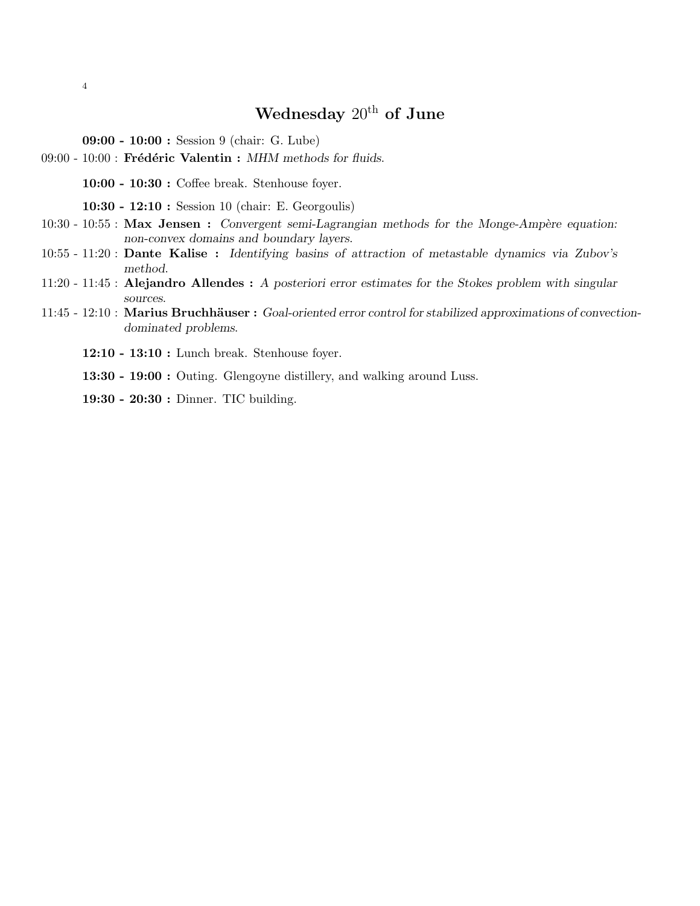## Wednesday $20^{\text{th}}$ of June

**09:00 - 10:00 :** Session 9 (chair: G. Lube)

09:00 - 10:00 : **Frédéric Valentin :** *MHM methods for fluids.*

**10:00 - 10:30 :** Coffee break. Stenhouse foyer.

**10:30 - 12:10 :** Session 10 (chair: E. Georgoulis)

10:30 - 10:55 : **Max Jensen :** *Convergent semi-Lagrangian methods for the Monge-Ampère equation: non-convex domains and boundary layers.*

10:55 - 11:20 : **Dante Kalise :** *Identifying basins of attraction of metastable dynamics via Zubov's method.*

11:20 - 11:45 : **Alejandro Allendes :** *A posteriori error estimates for the Stokes problem with singular sources.*

11:45 - 12:10 : **Marius Bruchhäuser :** *Goal-oriented error control for stabilized approximations of convection-dominated problems.*

**12:10 - 13:10 :** Lunch break. Stenhouse foyer.

**13:30 - 19:00 :** Outing. Glengoyne distillery, and walking around Luss.

**19:30 - 20:30 :** Dinner. TIC building.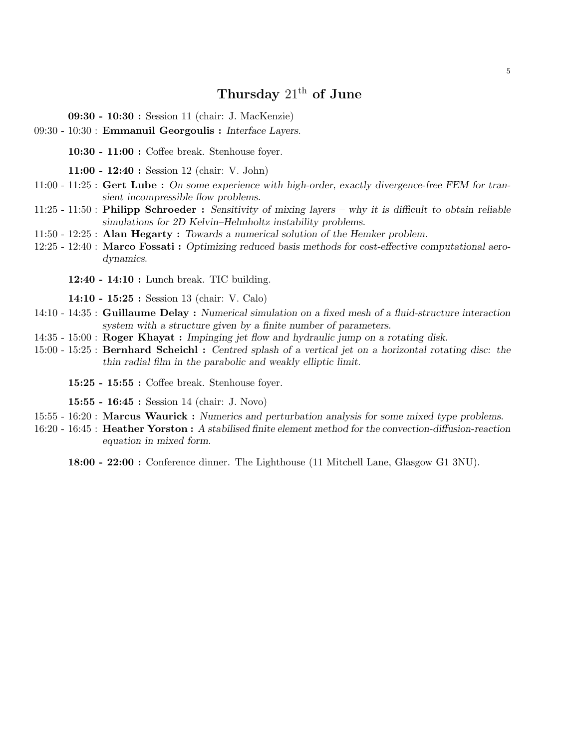## Thursday $21^{\text{th}}$ of June

**09:30 - 10:30 :** Session 11 (chair: J. MacKenzie)

09:30 - 10:30 : **Emmanuil Georgoulis :** *Interface Layers.*

**10:30 - 11:00 :** Coffee break. Stenhouse foyer.

**11:00 - 12:40 :** Session 12 (chair: V. John)

11:00 - 11:25 : **Gert Lube :** *On some experience with high-order, exactly divergence-free FEM for transient incompressible flow problems.*

11:25 - 11:50 : **Philipp Schroeder :** *Sensitivity of mixing layers – why it is difficult to obtain reliable simulations for 2D Kelvin–Helmholtz instability problems.*

11:50 - 12:25 : **Alan Hegarty :** *Towards a numerical solution of the Hemker problem.*

12:25 - 12:40 : **Marco Fossati :** *Optimizing reduced basis methods for cost-effective computational aerodynamics.*

**12:40 - 14:10 :** Lunch break. TIC building.

**14:10 - 15:25 :** Session 13 (chair: V. Calo)

14:10 - 14:35 : **Guillaume Delay :** *Numerical simulation on a fixed mesh of a fluid-structure interaction system with a structure given by a finite number of parameters.*

14:35 - 15:00 : **Roger Khayat :** *Impinging jet flow and hydraulic jump on a rotating disk.*

15:00 - 15:25 : **Bernhard Scheichl :** *Centred splash of a vertical jet on a horizontal rotating disc: the thin radial film in the parabolic and weakly elliptic limit.*

**15:25 - 15:55 :** Coffee break. Stenhouse foyer.

**15:55 - 16:45 :** Session 14 (chair: J. Novo)

15:55 - 16:20 : **Marcus Waurick :** *Numerics and perturbation analysis for some mixed type problems.*

16:20 - 16:45 : **Heather Yorston :** *A stabilised finite element method for the convection-diffusion-reaction equation in mixed form.*

**18:00 - 22:00 :** Conference dinner. The Lighthouse (11 Mitchell Lane, Glasgow G1 3NU).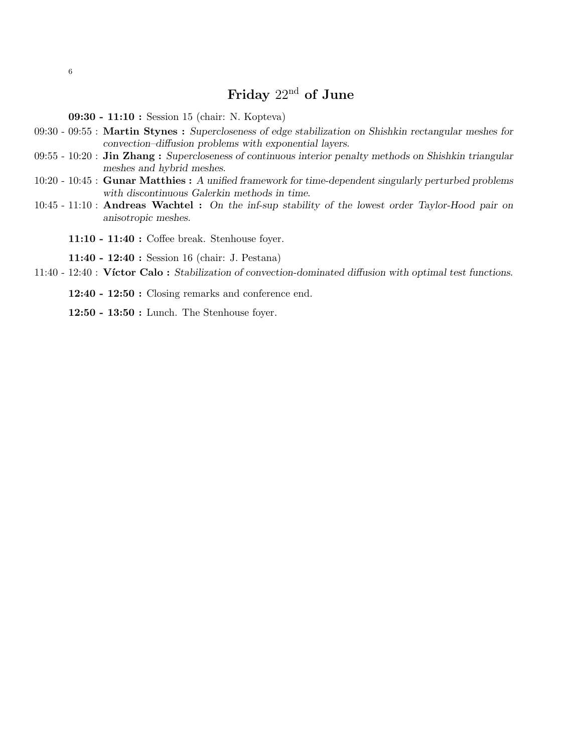## Friday $22^{\text{nd}}$ of June

**09:30 - 11:10 :** Session 15 (chair: N. Kopteva)

09:30 - 09:55 : **Martin Stynes :** *Supercloseness of edge stabilization on Shishkin rectangular meshes for convection–diffusion problems with exponential layers.*

09:55 - 10:20 : **Jin Zhang :** *Supercloseness of continuous interior penalty methods on Shishkin triangular meshes and hybrid meshes.*

10:20 - 10:45 : **Gunar Matthies :** *A unified framework for time-dependent singularly perturbed problems with discontinuous Galerkin methods in time.*

10:45 - 11:10 : **Andreas Wachtel :** *On the inf-sup stability of the lowest order Taylor-Hood pair on anisotropic meshes.*

**11:10 - 11:40 :** Coffee break. Stenhouse foyer.

**11:40 - 12:40 :** Session 16 (chair: J. Pestana)

11:40 - 12:40 : **Víctor Calo :** *Stabilization of convection-dominated diffusion with optimal test functions.*

**12:40 - 12:50 :** Closing remarks and conference end.

**12:50 - 13:50 :** Lunch. The Stenhouse foyer.